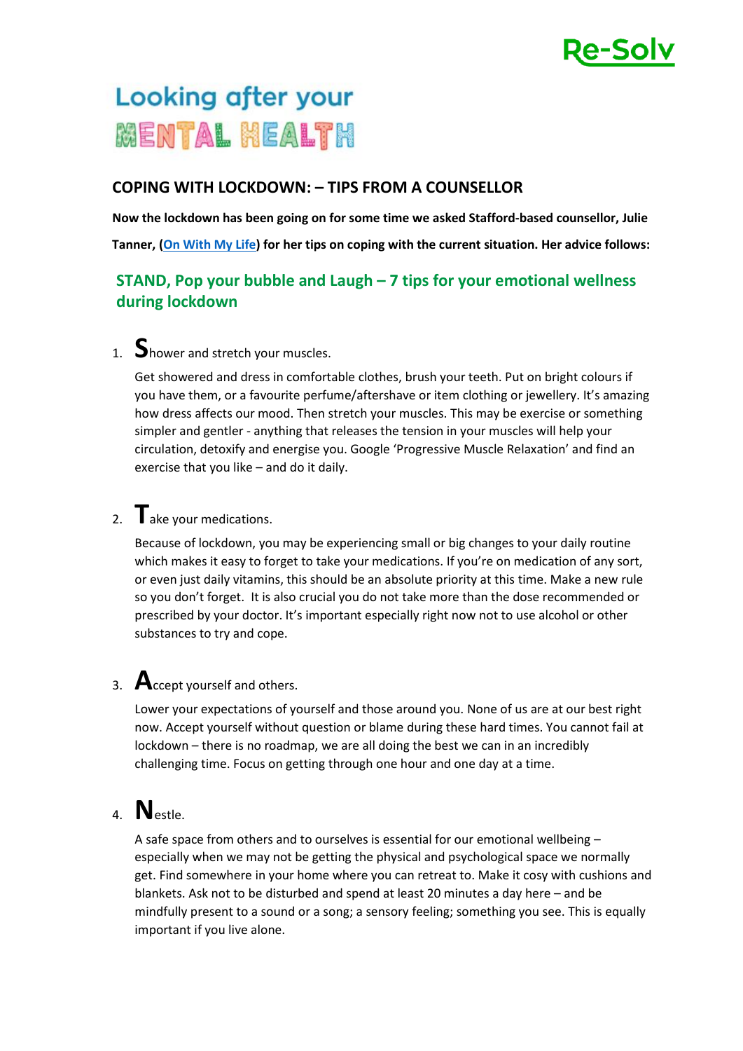Re-Solv

# Looking after your MENTAL HEALTH

## COPING WITH LOCKDOWN: – TIPS FROM A COUNSELLOR

**Now the lockdown has been going on for some time we asked Stafford-based counsellor, Julie Tanner, ([On With My Life]) for her tips on coping with the current situation. Her advice follows:**

### STAND, Pop your bubble and Laugh – 7 tips for your emotional wellness during lockdown

1. **S**hower and stretch your muscles.

   Get showered and dress in comfortable clothes, brush your teeth. Put on bright colours if you have them, or a favourite perfume/aftershave or item clothing or jewellery. It's amazing how dress affects our mood. Then stretch your muscles. This may be exercise or something simpler and gentler - anything that releases the tension in your muscles will help your circulation, detoxify and energise you. Google 'Progressive Muscle Relaxation' and find an exercise that you like – and do it daily.

2. **T**ake your medications.

   Because of lockdown, you may be experiencing small or big changes to your daily routine which makes it easy to forget to take your medications. If you're on medication of any sort, or even just daily vitamins, this should be an absolute priority at this time. Make a new rule so you don't forget. It is also crucial you do not take more than the dose recommended or prescribed by your doctor. It's important especially right now not to use alcohol or other substances to try and cope.

3. **A**ccept yourself and others.

   Lower your expectations of yourself and those around you. None of us are at our best right now. Accept yourself without question or blame during these hard times. You cannot fail at lockdown – there is no roadmap, we are all doing the best we can in an incredibly challenging time. Focus on getting through one hour and one day at a time.

4. **N**estle.

   A safe space from others and to ourselves is essential for our emotional wellbeing – especially when we may not be getting the physical and psychological space we normally get. Find somewhere in your home where you can retreat to. Make it cosy with cushions and blankets. Ask not to be disturbed and spend at least 20 minutes a day here – and be mindfully present to a sound or a song; a sensory feeling; something you see. This is equally important if you live alone.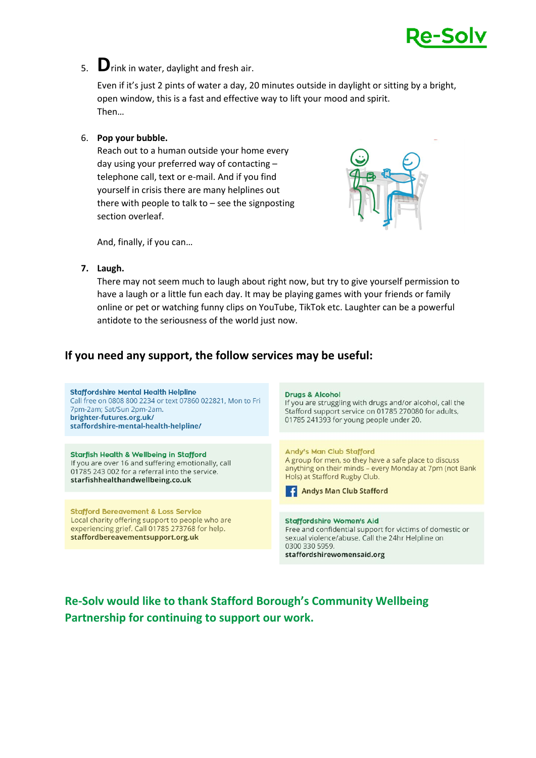5. **D**rink in water, daylight and fresh air.

   Even if it's just 2 pints of water a day, 20 minutes outside in daylight or sitting by a bright, open window, this is a fast and effective way to lift your mood and spirit.
   Then…

6. **Pop your bubble.**
   Reach out to a human outside your home every day using your preferred way of contacting – telephone call, text or e-mail. And if you find yourself in crisis there are many helplines out there with people to talk to – see the signposting section overleaf.

   And, finally, if you can…

7. **Laugh.**
   There may not seem much to laugh about right now, but try to give yourself permission to have a laugh or a little fun each day. It may be playing games with your friends or family online or pet or watching funny clips on YouTube, TikTok etc. Laughter can be a powerful antidote to the seriousness of the world just now.

## If you need any support, the follow services may be useful:

**Staffordshire Mental Health Helpline**
Call free on 0808 800 2234 or text 07860 022821, Mon to Fri 7pm-2am; Sat/Sun 2pm-2am.
**brighter-futures.org.uk/staffordshire-mental-health-helpline/**

**Starfish Health & Wellbeing in Stafford**
If you are over 16 and suffering emotionally, call 01785 243 002 for a referral into the service.
**starfishhealthandwellbeing.co.uk**

**Stafford Bereavement & Loss Service**
Local charity offering support to people who are experiencing grief. Call 01785 273768 for help.
**staffordbereavementsupport.org.uk**

**Drugs & Alcohol**
If you are struggling with drugs and/or alcohol, call the Stafford support service on 01785 270080 for adults, 01785 241393 for young people under 20.

**Andy's Man Club Stafford**
A group for men, so they have a safe place to discuss anything on their minds – every Monday at 7pm (not Bank Hols) at Stafford Rugby Club.
**Andys Man Club Stafford**

**Staffordshire Women's Aid**
Free and confidential support for victims of domestic or sexual violence/abuse. Call the 24hr Helpline on 0300 330 5959.
**staffordshirewomensaid.org**

**Re-Solv would like to thank Stafford Borough's Community Wellbeing Partnership for continuing to support our work.**